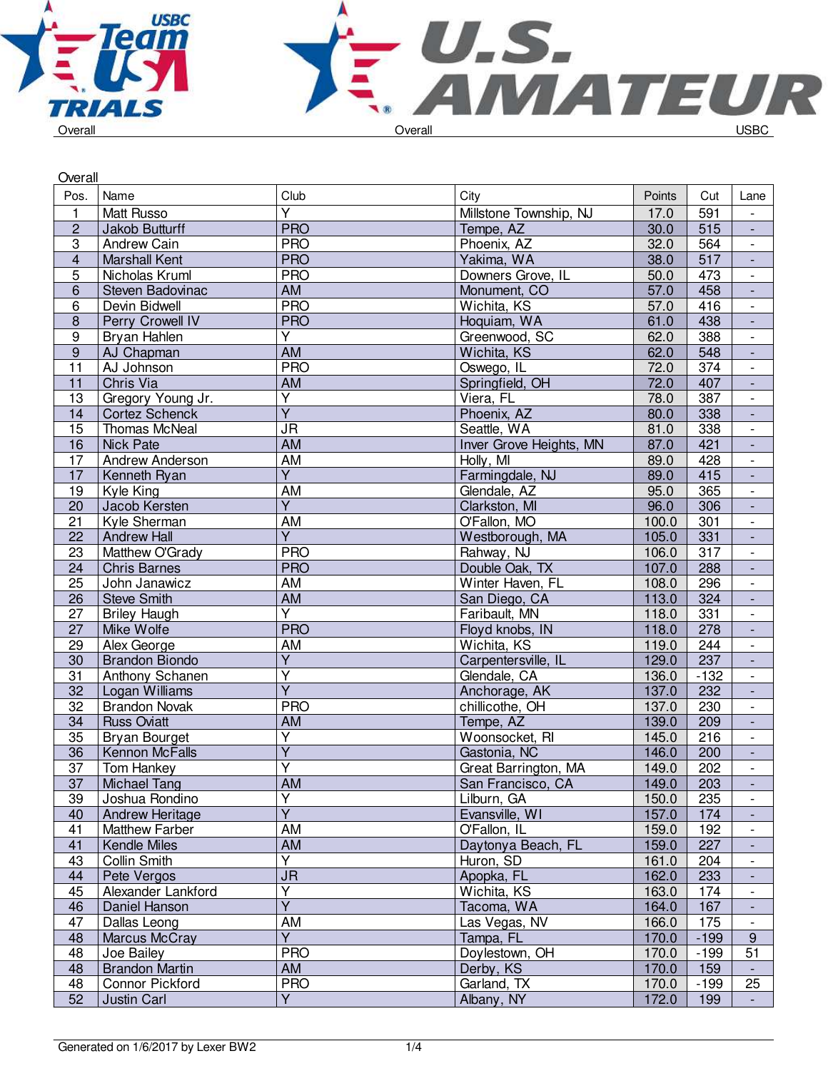Overall

| Pos. | Name | Club | City | Points | Cut | Lane |
|---|---|---|---|---|---|---|
| 1 | Matt Russo | Y | Millstone Township, NJ | 17.0 | 591 | - |
| 2 | Jakob Butturff | PRO | Tempe, AZ | 30.0 | 515 | - |
| 3 | Andrew Cain | PRO | Phoenix, AZ | 32.0 | 564 | - |
| 4 | Marshall Kent | PRO | Yakima, WA | 38.0 | 517 | - |
| 5 | Nicholas Kruml | PRO | Downers Grove, IL | 50.0 | 473 | - |
| 6 | Steven Badovinac | AM | Monument, CO | 57.0 | 458 | - |
| 6 | Devin Bidwell | PRO | Wichita, KS | 57.0 | 416 | - |
| 8 | Perry Crowell IV | PRO | Hoquiam, WA | 61.0 | 438 | - |
| 9 | Bryan Hahlen | Y | Greenwood, SC | 62.0 | 388 | - |
| 9 | AJ Chapman | AM | Wichita, KS | 62.0 | 548 | - |
| 11 | AJ Johnson | PRO | Oswego, IL | 72.0 | 374 | - |
| 11 | Chris Via | AM | Springfield, OH | 72.0 | 407 | - |
| 13 | Gregory Young Jr. | Y | Viera, FL | 78.0 | 387 | - |
| 14 | Cortez Schenck | Y | Phoenix, AZ | 80.0 | 338 | - |
| 15 | Thomas McNeal | JR | Seattle, WA | 81.0 | 338 | - |
| 16 | Nick Pate | AM | Inver Grove Heights, MN | 87.0 | 421 | - |
| 17 | Andrew Anderson | AM | Holly, MI | 89.0 | 428 | - |
| 17 | Kenneth Ryan | Y | Farmingdale, NJ | 89.0 | 415 | - |
| 19 | Kyle King | AM | Glendale, AZ | 95.0 | 365 | - |
| 20 | Jacob Kersten | Y | Clarkston, MI | 96.0 | 306 | - |
| 21 | Kyle Sherman | AM | O'Fallon, MO | 100.0 | 301 | - |
| 22 | Andrew Hall | Y | Westborough, MA | 105.0 | 331 | - |
| 23 | Matthew O'Grady | PRO | Rahway, NJ | 106.0 | 317 | - |
| 24 | Chris Barnes | PRO | Double Oak, TX | 107.0 | 288 | - |
| 25 | John Janawicz | AM | Winter Haven, FL | 108.0 | 296 | - |
| 26 | Steve Smith | AM | San Diego, CA | 113.0 | 324 | - |
| 27 | Briley Haugh | Y | Faribault, MN | 118.0 | 331 | - |
| 27 | Mike Wolfe | PRO | Floyd knobs, IN | 118.0 | 278 | - |
| 29 | Alex George | AM | Wichita, KS | 119.0 | 244 | - |
| 30 | Brandon Biondo | Y | Carpentersville, IL | 129.0 | 237 | - |
| 31 | Anthony Schanen | Y | Glendale, CA | 136.0 | -132 | - |
| 32 | Logan Williams | Y | Anchorage, AK | 137.0 | 232 | - |
| 32 | Brandon Novak | PRO | chillicothe, OH | 137.0 | 230 | - |
| 34 | Russ Oviatt | AM | Tempe, AZ | 139.0 | 209 | - |
| 35 | Bryan Bourget | Y | Woonsocket, RI | 145.0 | 216 | - |
| 36 | Kennon McFalls | Y | Gastonia, NC | 146.0 | 200 | - |
| 37 | Tom Hankey | Y | Great Barrington, MA | 149.0 | 202 | - |
| 37 | Michael Tang | AM | San Francisco, CA | 149.0 | 203 | - |
| 39 | Joshua Rondino | Y | Lilburn, GA | 150.0 | 235 | - |
| 40 | Andrew Heritage | Y | Evansville, WI | 157.0 | 174 | - |
| 41 | Matthew Farber | AM | O'Fallon, IL | 159.0 | 192 | - |
| 41 | Kendle Miles | AM | Daytonya Beach, FL | 159.0 | 227 | - |
| 43 | Collin Smith | Y | Huron, SD | 161.0 | 204 | - |
| 44 | Pete Vergos | JR | Apopka, FL | 162.0 | 233 | - |
| 45 | Alexander Lankford | Y | Wichita, KS | 163.0 | 174 | - |
| 46 | Daniel Hanson | Y | Tacoma, WA | 164.0 | 167 | - |
| 47 | Dallas Leong | AM | Las Vegas, NV | 166.0 | 175 | - |
| 48 | Marcus McCray | Y | Tampa, FL | 170.0 | -199 | 9 |
| 48 | Joe Bailey | PRO | Doylestown, OH | 170.0 | -199 | 51 |
| 48 | Brandon Martin | AM | Derby, KS | 170.0 | 159 | - |
| 48 | Connor Pickford | PRO | Garland, TX | 170.0 | -199 | 25 |
| 52 | Justin Carl | Y | Albany, NY | 172.0 | 199 | - |

Generated on 1/6/2017 by Lexer BW2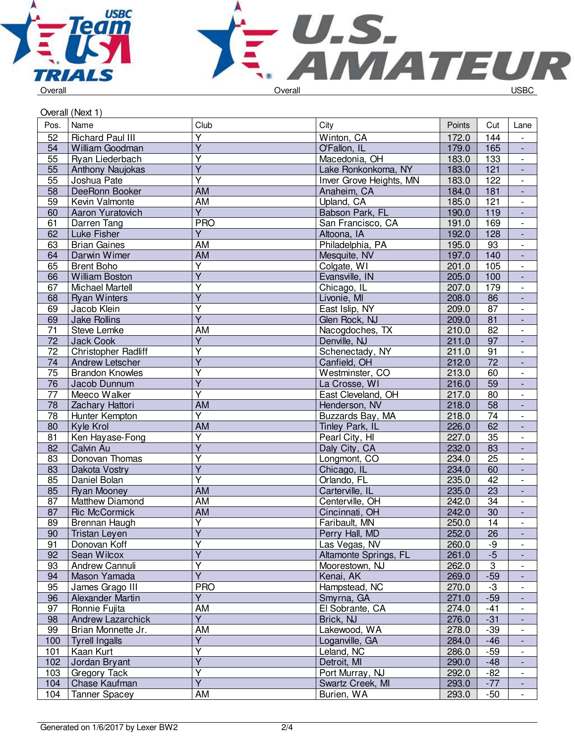Overall | Overall | USBC

Overall (Next 1)

| Pos. | Name | Club | City | Points | Cut | Lane |
|---|---|---|---|---|---|---|
| 52 | Richard Paul III | Y | Winton, CA | 172.0 | 144 | - |
| 54 | William Goodman | Y | O'Fallon, IL | 179.0 | 165 | - |
| 55 | Ryan Liederbach | Y | Macedonia, OH | 183.0 | 133 | - |
| 55 | Anthony Naujokas | Y | Lake Ronkonkoma, NY | 183.0 | 121 | - |
| 55 | Joshua Pate | Y | Inver Grove Heights, MN | 183.0 | 122 | - |
| 58 | DeeRonn Booker | AM | Anaheim, CA | 184.0 | 181 | - |
| 59 | Kevin Valmonte | AM | Upland, CA | 185.0 | 121 | - |
| 60 | Aaron Yuratovich | Y | Babson Park, FL | 190.0 | 119 | - |
| 61 | Darren Tang | PRO | San Francisco, CA | 191.0 | 169 | - |
| 62 | Luke Fisher | Y | Altoona, IA | 192.0 | 128 | - |
| 63 | Brian Gaines | AM | Philadelphia, PA | 195.0 | 93 | - |
| 64 | Darwin Wimer | AM | Mesquite, NV | 197.0 | 140 | - |
| 65 | Brent Boho | Y | Colgate, WI | 201.0 | 105 | - |
| 66 | William Boston | Y | Evansville, IN | 205.0 | 100 | - |
| 67 | Michael Martell | Y | Chicago, IL | 207.0 | 179 | - |
| 68 | Ryan Winters | Y | Livonie, MI | 208.0 | 86 | - |
| 69 | Jacob Klein | Y | East Islip, NY | 209.0 | 87 | - |
| 69 | Jake Rollins | Y | Glen Rock, NJ | 209.0 | 81 | - |
| 71 | Steve Lemke | AM | Nacogdoches, TX | 210.0 | 82 | - |
| 72 | Jack Cook | Y | Denville, NJ | 211.0 | 97 | - |
| 72 | Christopher Radliff | Y | Schenectady, NY | 211.0 | 91 | - |
| 74 | Andrew Letscher | Y | Canfield, OH | 212.0 | 72 | - |
| 75 | Brandon Knowles | Y | Westminster, CO | 213.0 | 60 | - |
| 76 | Jacob Dunnum | Y | La Crosse, WI | 216.0 | 59 | - |
| 77 | Meeco Walker | Y | East Cleveland, OH | 217.0 | 80 | - |
| 78 | Zachary Hattori | AM | Henderson, NV | 218.0 | 58 | - |
| 78 | Hunter Kempton | Y | Buzzards Bay, MA | 218.0 | 74 | - |
| 80 | Kyle Krol | AM | Tinley Park, IL | 226.0 | 62 | - |
| 81 | Ken Hayase-Fong | Y | Pearl City, HI | 227.0 | 35 | - |
| 82 | Calvin Au | Y | Daly City, CA | 232.0 | 83 | - |
| 83 | Donovan Thomas | Y | Longmont, CO | 234.0 | 25 | - |
| 83 | Dakota Vostry | Y | Chicago, IL | 234.0 | 60 | - |
| 85 | Daniel Bolan | Y | Orlando, FL | 235.0 | 42 | - |
| 85 | Ryan Mooney | AM | Carterville, IL | 235.0 | 23 | - |
| 87 | Matthew Diamond | AM | Centerville, OH | 242.0 | 34 | - |
| 87 | Ric McCormick | AM | Cincinnati, OH | 242.0 | 30 | - |
| 89 | Brennan Haugh | Y | Faribault, MN | 250.0 | 14 | - |
| 90 | Tristan Leyen | Y | Perry Hall, MD | 252.0 | 26 | - |
| 91 | Donovan Koff | Y | Las Vegas, NV | 260.0 | -9 | - |
| 92 | Sean Wilcox | Y | Altamonte Springs, FL | 261.0 | -5 | - |
| 93 | Andrew Cannuli | Y | Moorestown, NJ | 262.0 | 3 | - |
| 94 | Mason Yamada | Y | Kenai, AK | 269.0 | -59 | - |
| 95 | James Grago III | PRO | Hampstead, NC | 270.0 | -3 | - |
| 96 | Alexander Martin | Y | Smyrna, GA | 271.0 | -59 | - |
| 97 | Ronnie Fujita | AM | El Sobrante, CA | 274.0 | -41 | - |
| 98 | Andrew Lazarchick | Y | Brick, NJ | 276.0 | -31 | - |
| 99 | Brian Monnette Jr. | AM | Lakewood, WA | 278.0 | -39 | - |
| 100 | Tyrell Ingalls | Y | Loganville, GA | 284.0 | -46 | - |
| 101 | Kaan Kurt | Y | Leland, NC | 286.0 | -59 | - |
| 102 | Jordan Bryant | Y | Detroit, MI | 290.0 | -48 | - |
| 103 | Gregory Tack | Y | Port Murray, NJ | 292.0 | -82 | - |
| 104 | Chase Kaufman | Y | Swartz Creek, MI | 293.0 | -77 | - |
| 104 | Tanner Spacey | AM | Burien, WA | 293.0 | -50 | - |

Generated on 1/6/2017 by Lexer BW2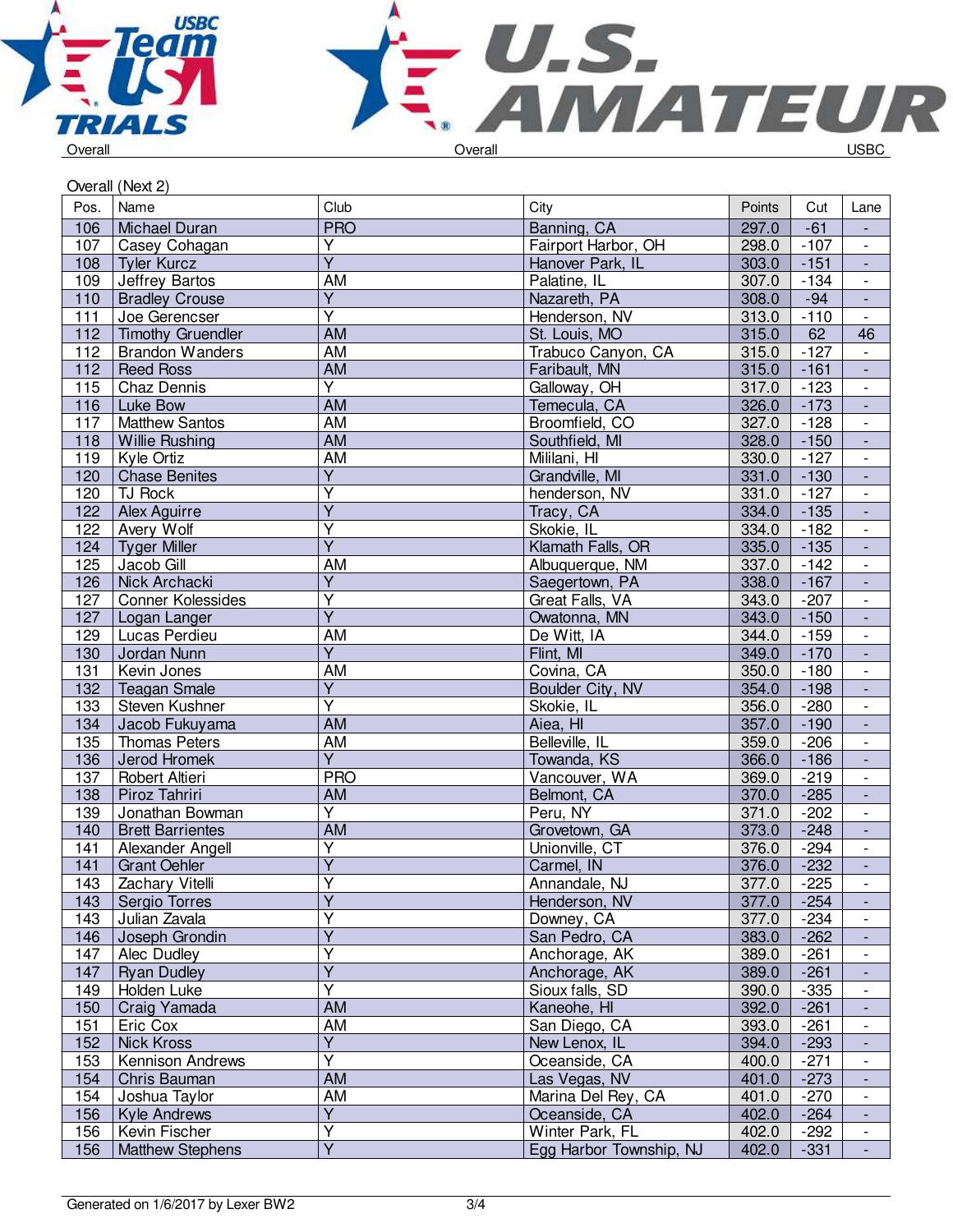Overall — Overall — USBC

Overall (Next 2)

| Pos. | Name | Club | City | Points | Cut | Lane |
|---|---|---|---|---|---|---|
| 106 | Michael Duran | PRO | Banning, CA | 297.0 | -61 | - |
| 107 | Casey Cohagan | Y | Fairport Harbor, OH | 298.0 | -107 | - |
| 108 | Tyler Kurcz | Y | Hanover Park, IL | 303.0 | -151 | - |
| 109 | Jeffrey Bartos | AM | Palatine, IL | 307.0 | -134 | - |
| 110 | Bradley Crouse | Y | Nazareth, PA | 308.0 | -94 | - |
| 111 | Joe Gerencser | Y | Henderson, NV | 313.0 | -110 | - |
| 112 | Timothy Gruendler | AM | St. Louis, MO | 315.0 | 62 | 46 |
| 112 | Brandon Wanders | AM | Trabuco Canyon, CA | 315.0 | -127 | - |
| 112 | Reed Ross | AM | Faribault, MN | 315.0 | -161 | - |
| 115 | Chaz Dennis | Y | Galloway, OH | 317.0 | -123 | - |
| 116 | Luke Bow | AM | Temecula, CA | 326.0 | -173 | - |
| 117 | Matthew Santos | AM | Broomfield, CO | 327.0 | -128 | - |
| 118 | Willie Rushing | AM | Southfield, MI | 328.0 | -150 | - |
| 119 | Kyle Ortiz | AM | Mililani, HI | 330.0 | -127 | - |
| 120 | Chase Benites | Y | Grandville, MI | 331.0 | -130 | - |
| 120 | TJ Rock | Y | henderson, NV | 331.0 | -127 | - |
| 122 | Alex Aguirre | Y | Tracy, CA | 334.0 | -135 | - |
| 122 | Avery Wolf | Y | Skokie, IL | 334.0 | -182 | - |
| 124 | Tyger Miller | Y | Klamath Falls, OR | 335.0 | -135 | - |
| 125 | Jacob Gill | AM | Albuquerque, NM | 337.0 | -142 | - |
| 126 | Nick Archacki | Y | Saegertown, PA | 338.0 | -167 | - |
| 127 | Conner Kolessides | Y | Great Falls, VA | 343.0 | -207 | - |
| 127 | Logan Langer | Y | Owatonna, MN | 343.0 | -150 | - |
| 129 | Lucas Perdieu | AM | De Witt, IA | 344.0 | -159 | - |
| 130 | Jordan Nunn | Y | Flint, MI | 349.0 | -170 | - |
| 131 | Kevin Jones | AM | Covina, CA | 350.0 | -180 | - |
| 132 | Teagan Smale | Y | Boulder City, NV | 354.0 | -198 | - |
| 133 | Steven Kushner | Y | Skokie, IL | 356.0 | -280 | - |
| 134 | Jacob Fukuyama | AM | Aiea, HI | 357.0 | -190 | - |
| 135 | Thomas Peters | AM | Belleville, IL | 359.0 | -206 | - |
| 136 | Jerod Hromek | Y | Towanda, KS | 366.0 | -186 | - |
| 137 | Robert Altieri | PRO | Vancouver, WA | 369.0 | -219 | - |
| 138 | Piroz Tahriri | AM | Belmont, CA | 370.0 | -285 | - |
| 139 | Jonathan Bowman | Y | Peru, NY | 371.0 | -202 | - |
| 140 | Brett Barrientes | AM | Grovetown, GA | 373.0 | -248 | - |
| 141 | Alexander Angell | Y | Unionville, CT | 376.0 | -294 | - |
| 141 | Grant Oehler | Y | Carmel, IN | 376.0 | -232 | - |
| 143 | Zachary Vitelli | Y | Annandale, NJ | 377.0 | -225 | - |
| 143 | Sergio Torres | Y | Henderson, NV | 377.0 | -254 | - |
| 143 | Julian Zavala | Y | Downey, CA | 377.0 | -234 | - |
| 146 | Joseph Grondin | Y | San Pedro, CA | 383.0 | -262 | - |
| 147 | Alec Dudley | Y | Anchorage, AK | 389.0 | -261 | - |
| 147 | Ryan Dudley | Y | Anchorage, AK | 389.0 | -261 | - |
| 149 | Holden Luke | Y | Sioux falls, SD | 390.0 | -335 | - |
| 150 | Craig Yamada | AM | Kaneohe, HI | 392.0 | -261 | - |
| 151 | Eric Cox | AM | San Diego, CA | 393.0 | -261 | - |
| 152 | Nick Kross | Y | New Lenox, IL | 394.0 | -293 | - |
| 153 | Kennison Andrews | Y | Oceanside, CA | 400.0 | -271 | - |
| 154 | Chris Bauman | AM | Las Vegas, NV | 401.0 | -273 | - |
| 154 | Joshua Taylor | AM | Marina Del Rey, CA | 401.0 | -270 | - |
| 156 | Kyle Andrews | Y | Oceanside, CA | 402.0 | -264 | - |
| 156 | Kevin Fischer | Y | Winter Park, FL | 402.0 | -292 | - |
| 156 | Matthew Stephens | Y | Egg Harbor Township, NJ | 402.0 | -331 | - |

Generated on 1/6/2017 by Lexer BW2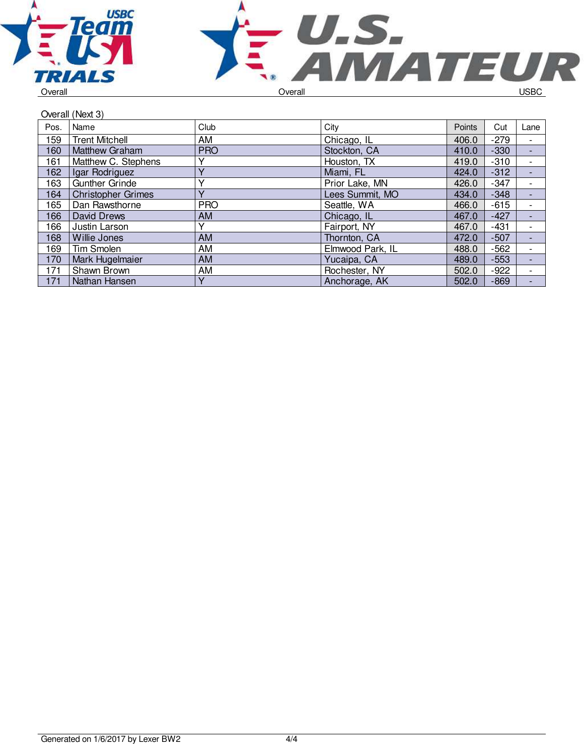Overall (Next 3)

| Pos. | Name | Club | City | Points | Cut | Lane |
|---|---|---|---|---|---|---|
| 159 | Trent Mitchell | AM | Chicago, IL | 406.0 | -279 | - |
| 160 | Matthew Graham | PRO | Stockton, CA | 410.0 | -330 | - |
| 161 | Matthew C. Stephens | Y | Houston, TX | 419.0 | -310 | - |
| 162 | Igar Rodriguez | Y | Miami, FL | 424.0 | -312 | - |
| 163 | Gunther Grinde | Y | Prior Lake, MN | 426.0 | -347 | - |
| 164 | Christopher Grimes | Y | Lees Summit, MO | 434.0 | -348 | - |
| 165 | Dan Rawsthorne | PRO | Seattle, WA | 466.0 | -615 | - |
| 166 | David Drews | AM | Chicago, IL | 467.0 | -427 | - |
| 166 | Justin Larson | Y | Fairport, NY | 467.0 | -431 | - |
| 168 | Willie Jones | AM | Thornton, CA | 472.0 | -507 | - |
| 169 | Tim Smolen | AM | Elmwood Park, IL | 488.0 | -562 | - |
| 170 | Mark Hugelmaier | AM | Yucaipa, CA | 489.0 | -553 | - |
| 171 | Shawn Brown | AM | Rochester, NY | 502.0 | -922 | - |
| 171 | Nathan Hansen | Y | Anchorage, AK | 502.0 | -869 | - |

Generated on 1/6/2017 by Lexer BW2